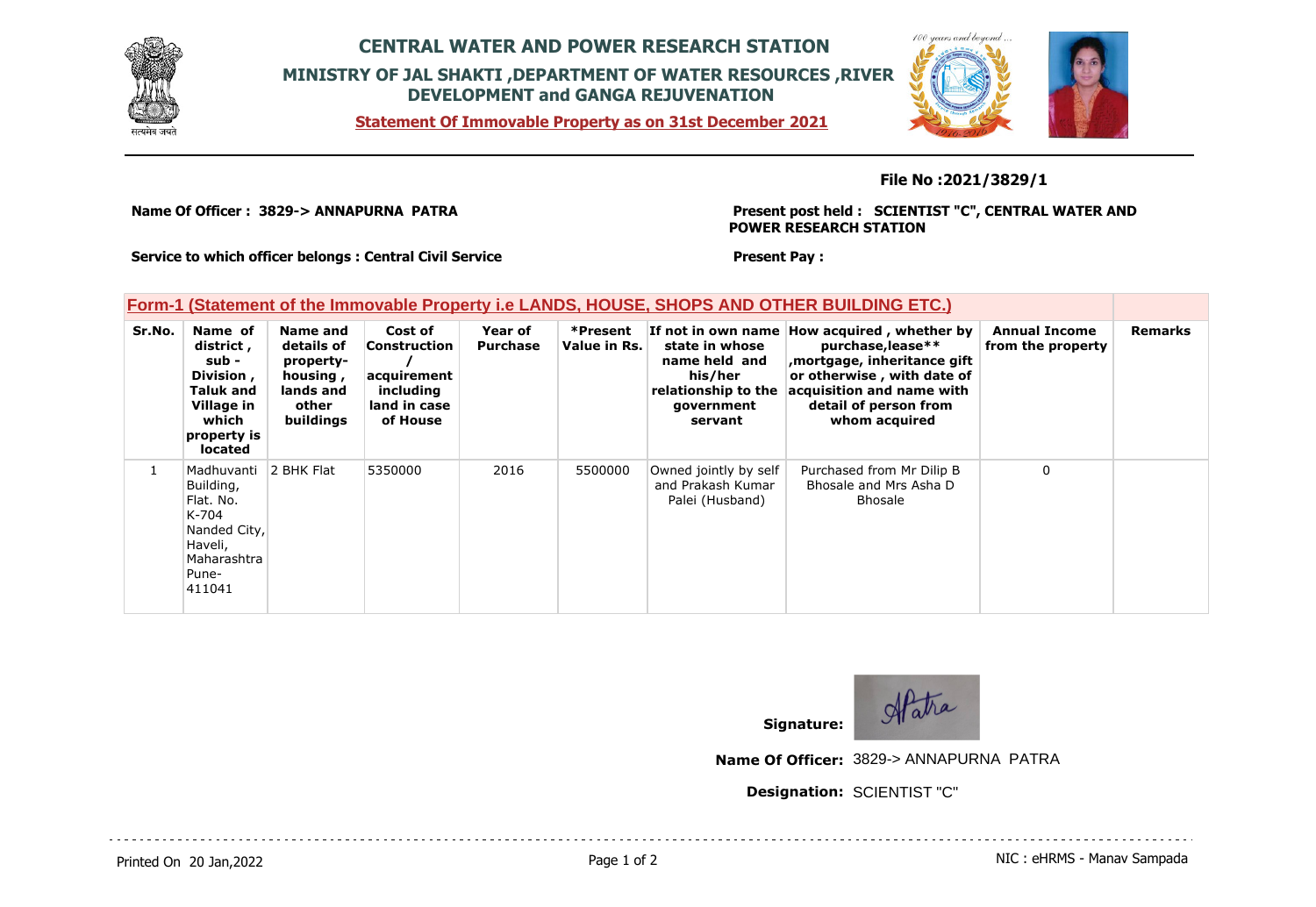# CENTRAL WATER AND POWER RESEARCH STATION

## MINISTRY OF JAL SHAKTI ,DEPARTMENT OF WATER RESOURCES ,RIVER DEVELOPMENT and GANGA REJUVENATION

**Statement Of Immovable Property as on 31st December 2021**

**File No :2021/3829/1**

**Name Of Officer : 3829-> ANNAPURNA PATRA**

**Present post held : SCIENTIST "C", CENTRAL WATER AND POWER RESEARCH STATION**

**Service to which officer belongs : Central Civil Service**

**Present Pay :**

### Form-1 (Statement of the Immovable Property i.e LANDS, HOUSE, SHOPS AND OTHER BUILDING ETC.)

| Sr.No. | Name of district , sub - Division , Taluk and Village in which property is located | Name and details of property- housing , lands and other buildings | Cost of Construction / acquirement including land in case of House | Year of Purchase | *Present Value in Rs. | If not in own name state in whose name held and his/her relationship to the government servant | How acquired , whether by purchase,lease** ,mortgage, inheritance gift or otherwise , with date of acquisition and name with detail of person from whom acquired | Annual Income from the property | Remarks |
|---|---|---|---|---|---|---|---|---|---|
| 1 | Madhuvanti Building, Flat. No. K-704 Nanded City, Haveli, Maharashtra Pune- 411041 | 2 BHK Flat | 5350000 | 2016 | 5500000 | Owned jointly by self and Prakash Kumar Palei (Husband) | Purchased from Mr Dilip B Bhosale and Mrs Asha D Bhosale | 0 | |

**Signature:** APatra

**Name Of Officer:** 3829-> ANNAPURNA PATRA

**Designation:** SCIENTIST "C"

Printed On 20 Jan,2022

NIC : eHRMS - Manav Sampada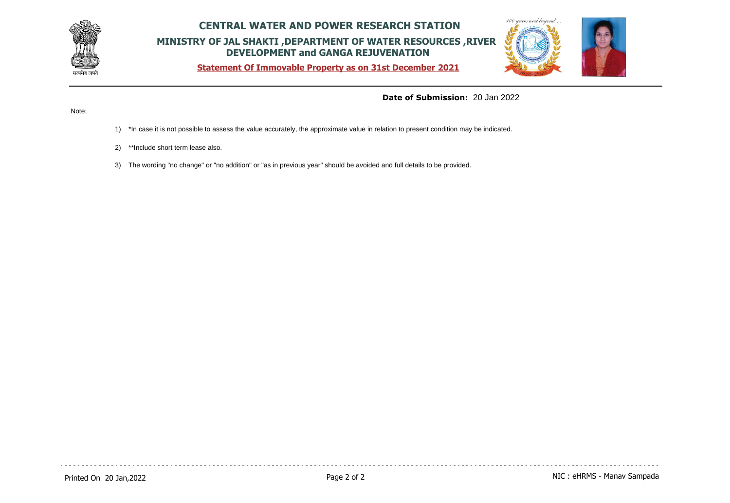# CENTRAL WATER AND POWER RESEARCH STATION

## MINISTRY OF JAL SHAKTI ,DEPARTMENT OF WATER RESOURCES ,RIVER DEVELOPMENT and GANGA REJUVENATION

**Statement Of Immovable Property as on 31st December 2021**

**Date of Submission:** 20 Jan 2022

Note:

1) *In case it is not possible to assess the value accurately, the approximate value in relation to present condition may be indicated.

2) **Include short term lease also.

3) The wording "no change" or "no addition" or "as in previous year" should be avoided and full details to be provided.

Printed On 20 Jan,2022

NIC : eHRMS - Manav Sampada